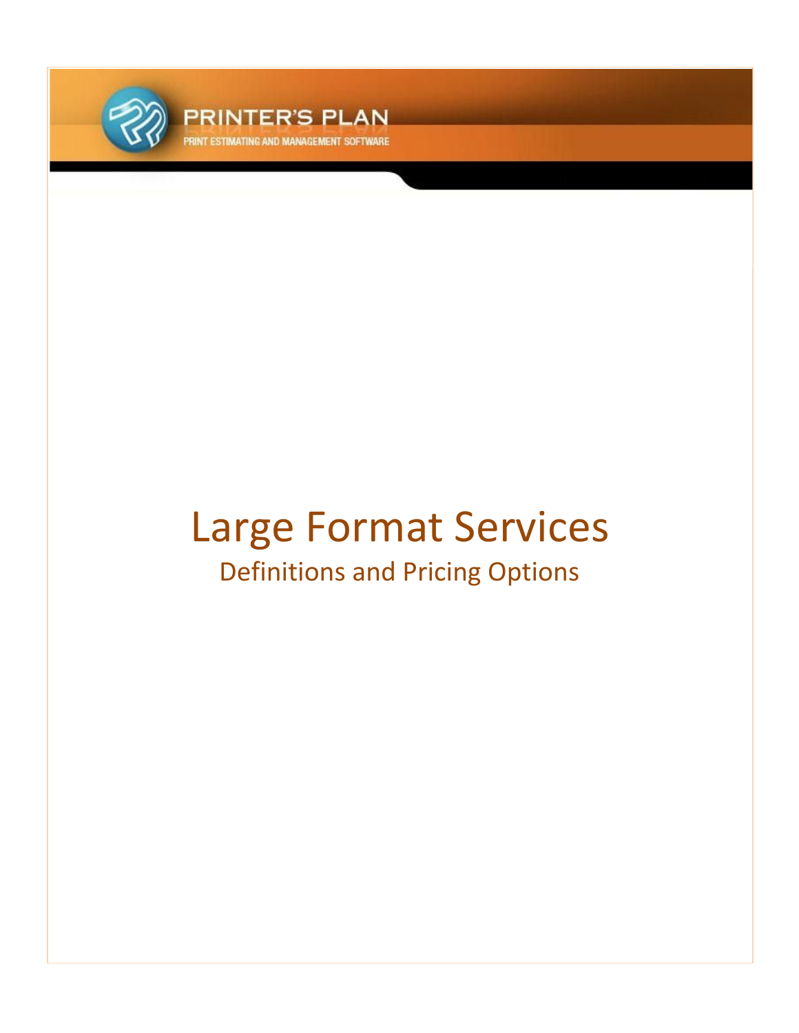PRINTER'S PLAN

PRINT ESTIMATING AND MANAGEMENT SOFTWARE

# Large Format Services

## Definitions and Pricing Options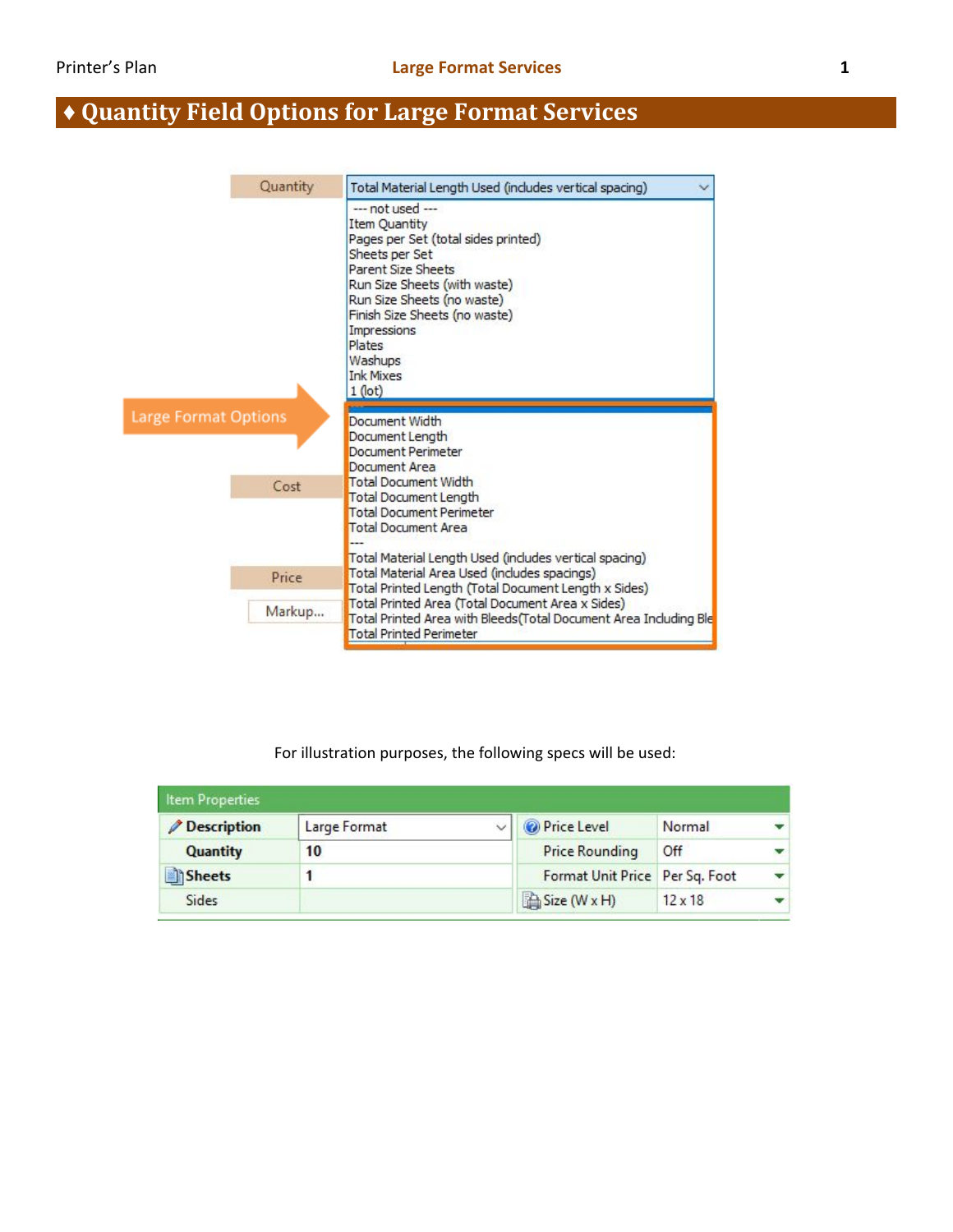## ♦ Quantity Field Options for Large Format Services

| Quantity | Total Material Length Used (includes vertical spacing) |
|---|---|
| | --- not used --- |
| | Item Quantity |
| | Pages per Set (total sides printed) |
| | Sheets per Set |
| | Parent Size Sheets |
| | Run Size Sheets (with waste) |
| | Run Size Sheets (no waste) |
| | Finish Size Sheets (no waste) |
| | Impressions |
| | Plates |
| | Washups |
| | Ink Mixes |
| | 1 (lot) |
| Large Format Options | --- |
| | Document Width |
| | Document Length |
| | Document Perimeter |
| | Document Area |
| Cost | Total Document Width |
| | Total Document Length |
| | Total Document Perimeter |
| | Total Document Area |
| | --- |
| | Total Material Length Used (includes vertical spacing) |
| Price | Total Material Area Used (includes spacings) |
| | Total Printed Length (Total Document Length x Sides) |
| Markup... | Total Printed Area (Total Document Area x Sides) |
| | Total Printed Area with Bleeds(Total Document Area Including Ble |
| | Total Printed Perimeter |

For illustration purposes, the following specs will be used:

| Item Properties | | | |
|---|---|---|---|
| **Description** | Large Format | Price Level | Normal |
| **Quantity** | **10** | Price Rounding | Off |
| **Sheets** | **1** | Format Unit Price | Per Sq. Foot |
| Sides | | Size (W x H) | 12 x 18 |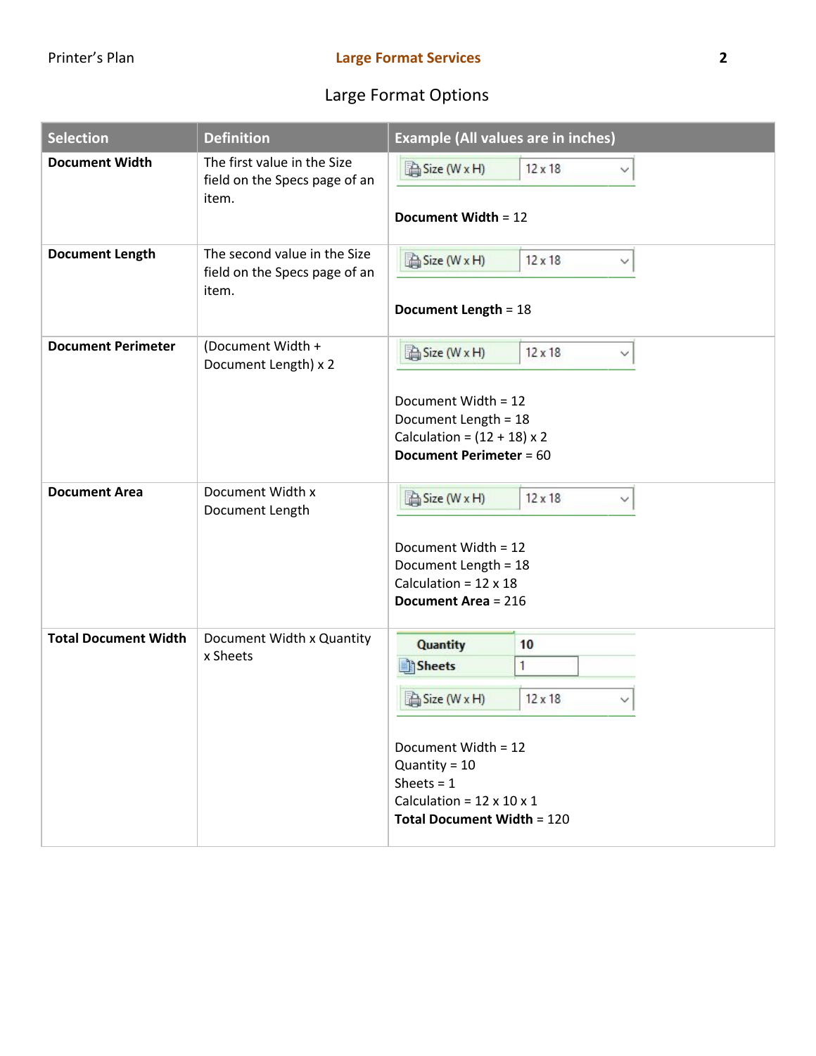## Large Format Options

| Selection | Definition | Example (All values are in inches) |
|---|---|---|
| **Document Width** | The first value in the Size field on the Specs page of an item. | Size (W x H) 12 x 18<br><br>**Document Width** = 12 |
| **Document Length** | The second value in the Size field on the Specs page of an item. | Size (W x H) 12 x 18<br><br>**Document Length** = 18 |
| **Document Perimeter** | (Document Width + Document Length) x 2 | Size (W x H) 12 x 18<br><br>Document Width = 12<br>Document Length = 18<br>Calculation = (12 + 18) x 2<br>**Document Perimeter** = 60 |
| **Document Area** | Document Width x Document Length | Size (W x H) 12 x 18<br><br>Document Width = 12<br>Document Length = 18<br>Calculation = 12 x 18<br>**Document Area** = 216 |
| **Total Document Width** | Document Width x Quantity x Sheets | Quantity 10<br>Sheets 1<br>Size (W x H) 12 x 18<br><br>Document Width = 12<br>Quantity = 10<br>Sheets = 1<br>Calculation = 12 x 10 x 1<br>**Total Document Width** = 120 |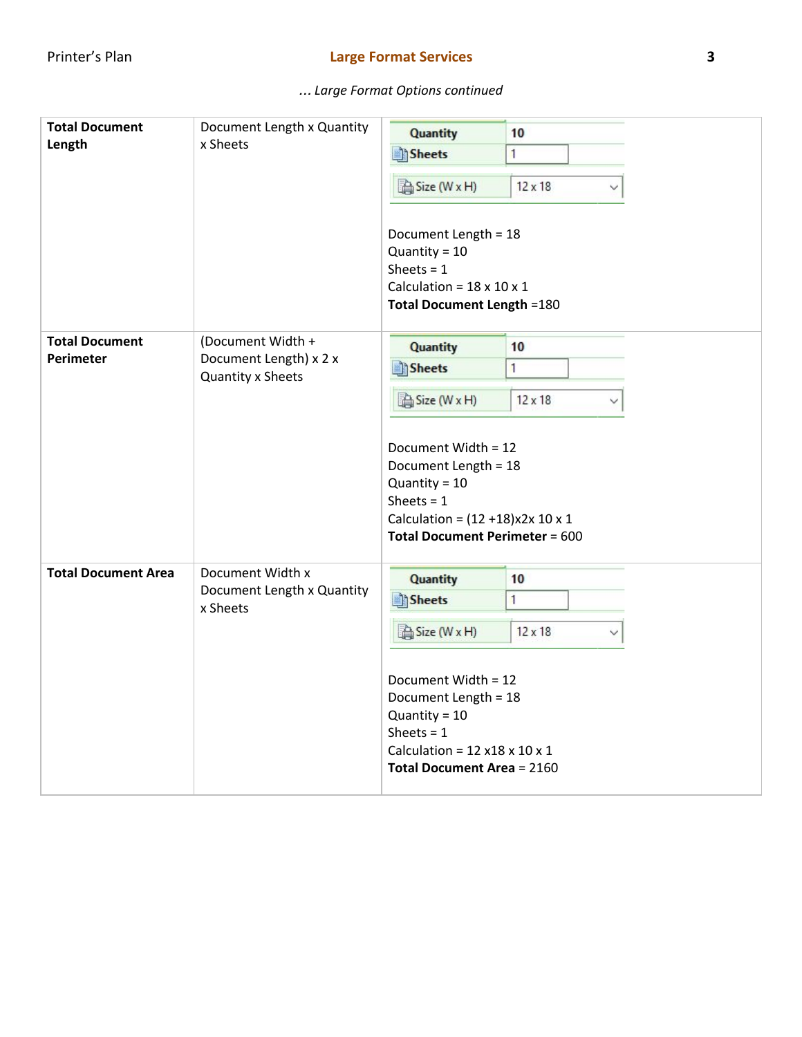*… Large Format Options continued*

| | | |
|---|---|---|
| **Total Document Length** | Document Length x Quantity x Sheets | Quantity 10<br>Sheets 1<br>Size (W x H) 12 x 18<br><br>Document Length = 18<br>Quantity = 10<br>Sheets = 1<br>Calculation = 18 x 10 x 1<br>**Total Document Length** =180 |
| **Total Document Perimeter** | (Document Width + Document Length) x 2 x Quantity x Sheets | Quantity 10<br>Sheets 1<br>Size (W x H) 12 x 18<br><br>Document Width = 12<br>Document Length = 18<br>Quantity = 10<br>Sheets = 1<br>Calculation = (12 +18)x2x 10 x 1<br>**Total Document Perimeter** = 600 |
| **Total Document Area** | Document Width x Document Length x Quantity x Sheets | Quantity 10<br>Sheets 1<br>Size (W x H) 12 x 18<br><br>Document Width = 12<br>Document Length = 18<br>Quantity = 10<br>Sheets = 1<br>Calculation = 12 x18 x 10 x 1<br>**Total Document Area** = 2160 |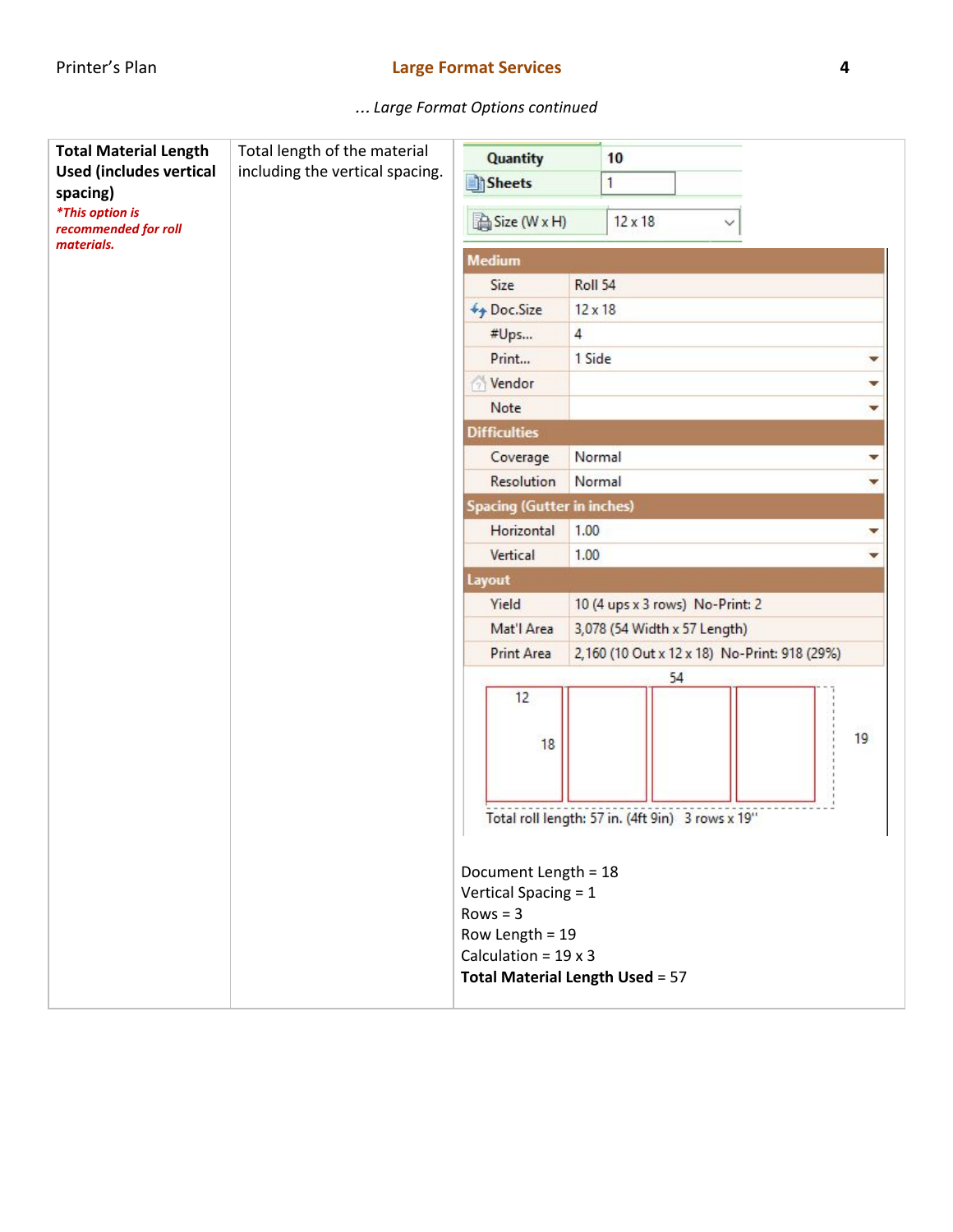*... Large Format Options continued*

| | | |
|---|---|---|
| **Total Material Length Used (includes vertical spacing)** *This option is recommended for roll materials.* | Total length of the material including the vertical spacing. | Quantity 10<br>Sheets 1<br>Size (W x H) 12 x 18<br>**Medium**<br>Size: Roll 54<br>Doc.Size: 12 x 18<br>#Ups...: 4<br>Print...: 1 Side<br>Vendor:<br>Note:<br>**Difficulties**<br>Coverage: Normal<br>Resolution: Normal<br>**Spacing (Gutter in inches)**<br>Horizontal: 1.00<br>Vertical: 1.00<br>**Layout**<br>Yield: 10 (4 ups x 3 rows) No-Print: 2<br>Mat'l Area: 3,078 (54 Width x 57 Length)<br>Print Area: 2,160 (10 Out x 12 x 18) No-Print: 918 (29%)<br>54 / 12 / 18 / 19<br>Total roll length: 57 in. (4ft 9in) 3 rows x 19"<br><br>Document Length = 18<br>Vertical Spacing = 1<br>Rows = 3<br>Row Length = 19<br>Calculation = 19 x 3<br>**Total Material Length Used** = 57 |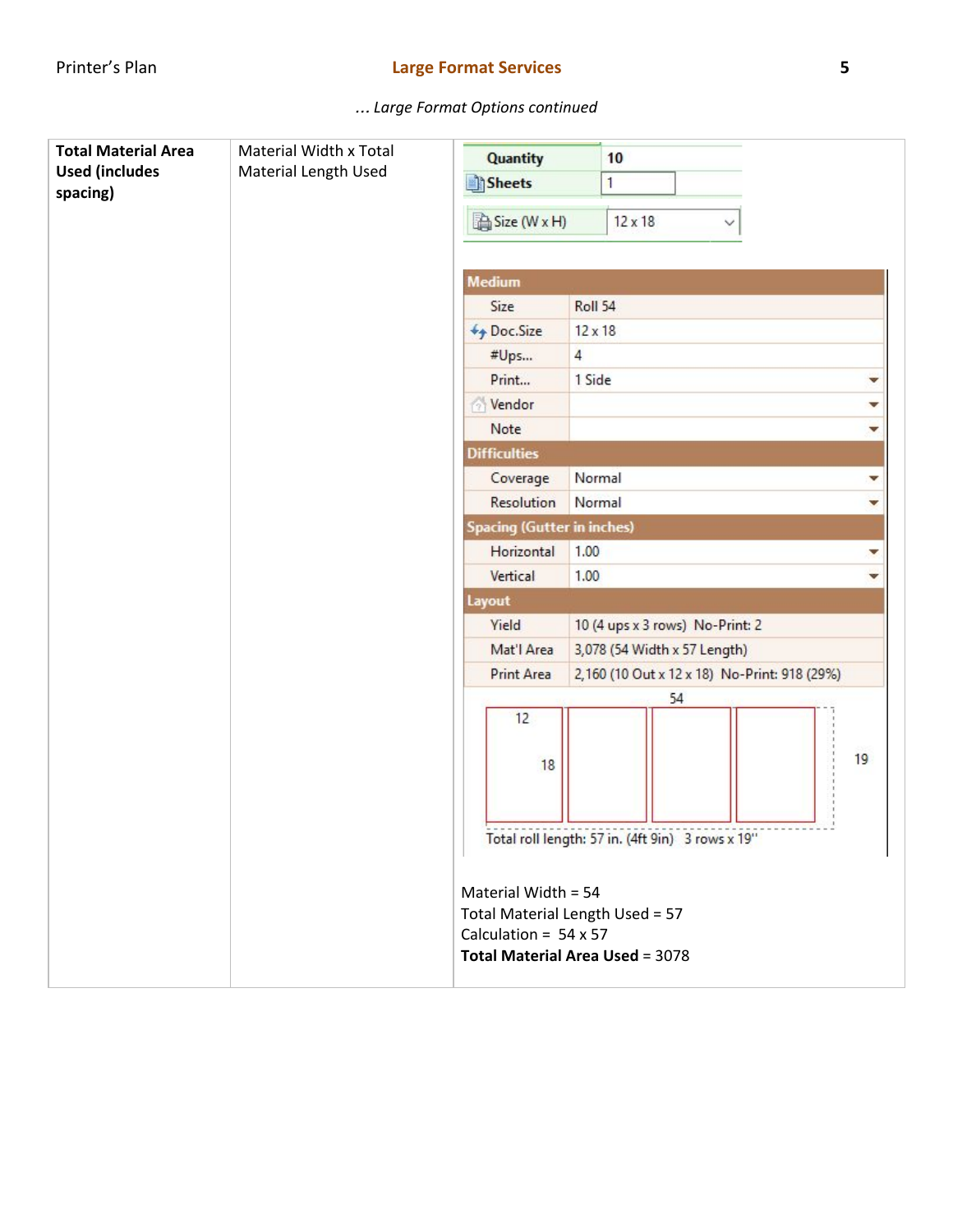*… Large Format Options continued*

| | | |
|---|---|---|
| **Total Material Area Used (includes spacing)** | Material Width x Total Material Length Used | Quantity 10<br>Sheets 1<br>Size (W x H) 12 x 18<br><br>**Medium**<br>Size: Roll 54<br>Doc.Size: 12 x 18<br>#Ups...: 4<br>Print...: 1 Side<br>Vendor:<br>Note:<br>**Difficulties**<br>Coverage: Normal<br>Resolution: Normal<br>**Spacing (Gutter in inches)**<br>Horizontal: 1.00<br>Vertical: 1.00<br>**Layout**<br>Yield: 10 (4 ups x 3 rows) No-Print: 2<br>Mat'l Area: 3,078 (54 Width x 57 Length)<br>Print Area: 2,160 (10 Out x 12 x 18) No-Print: 918 (29%)<br>54 / 12 / 18 / 19<br>Total roll length: 57 in. (4ft 9in) 3 rows x 19"<br><br>Material Width = 54<br>Total Material Length Used = 57<br>Calculation = 54 x 57<br>**Total Material Area Used** = 3078 |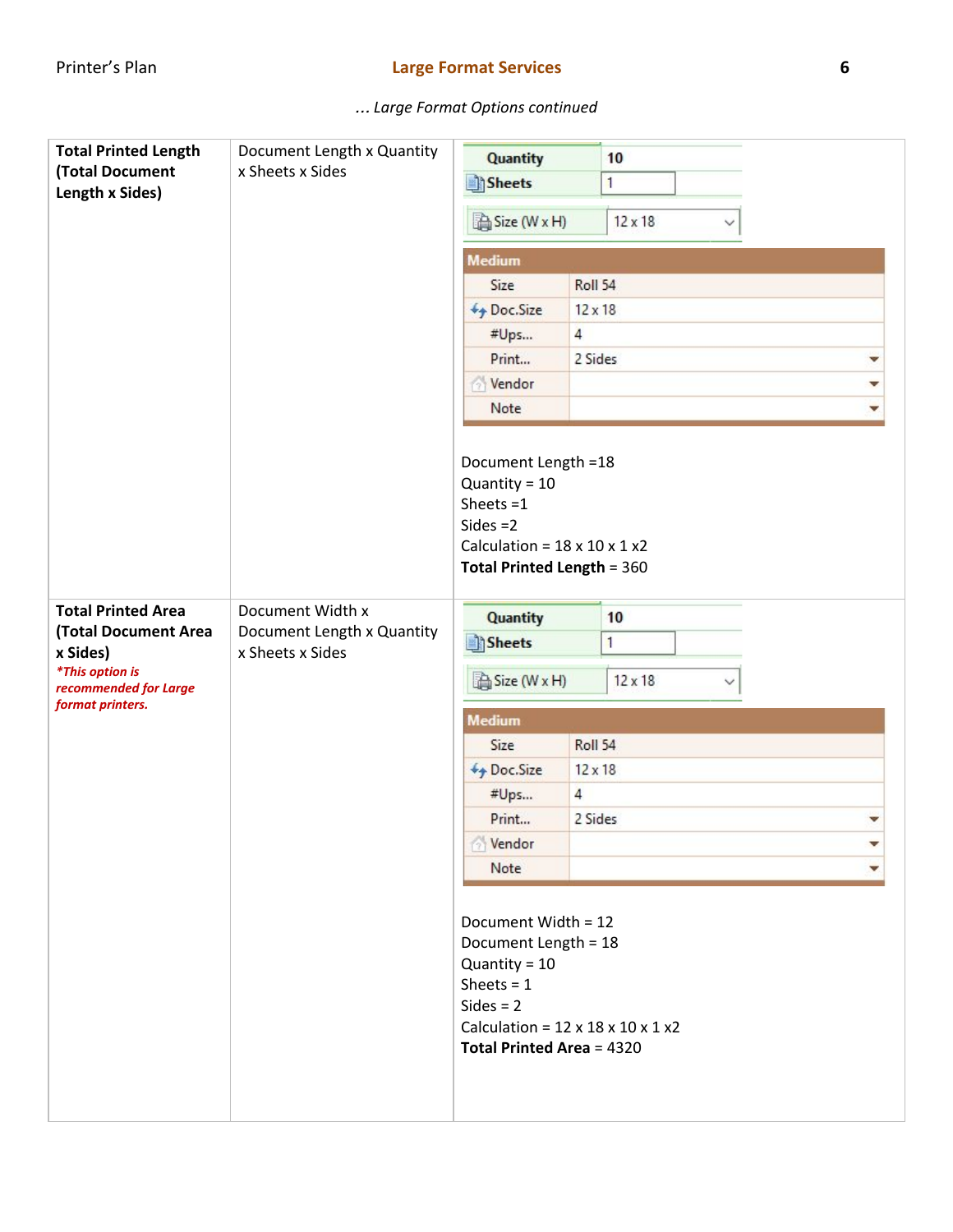*... Large Format Options continued*

| | | |
|---|---|---|
| **Total Printed Length (Total Document Length x Sides)** | Document Length x Quantity x Sheets x Sides | **Quantity** 10<br>**Sheets** 1<br>Size (W x H) 12 x 18<br><br>**Medium**<br>Size: Roll 54<br>Doc.Size: 12 x 18<br>#Ups...: 4<br>Print...: 2 Sides<br>Vendor:<br>Note:<br><br>Document Length =18<br>Quantity = 10<br>Sheets =1<br>Sides =2<br>Calculation = 18 x 10 x 1 x2<br>**Total Printed Length** = 360 |
| **Total Printed Area (Total Document Area x Sides)**<br>***This option is recommended for Large format printers.*** | Document Width x Document Length x Quantity x Sheets x Sides | **Quantity** 10<br>**Sheets** 1<br>Size (W x H) 12 x 18<br><br>**Medium**<br>Size: Roll 54<br>Doc.Size: 12 x 18<br>#Ups...: 4<br>Print...: 2 Sides<br>Vendor:<br>Note:<br><br>Document Width = 12<br>Document Length = 18<br>Quantity = 10<br>Sheets = 1<br>Sides = 2<br>Calculation = 12 x 18 x 10 x 1 x2<br>**Total Printed Area** = 4320 |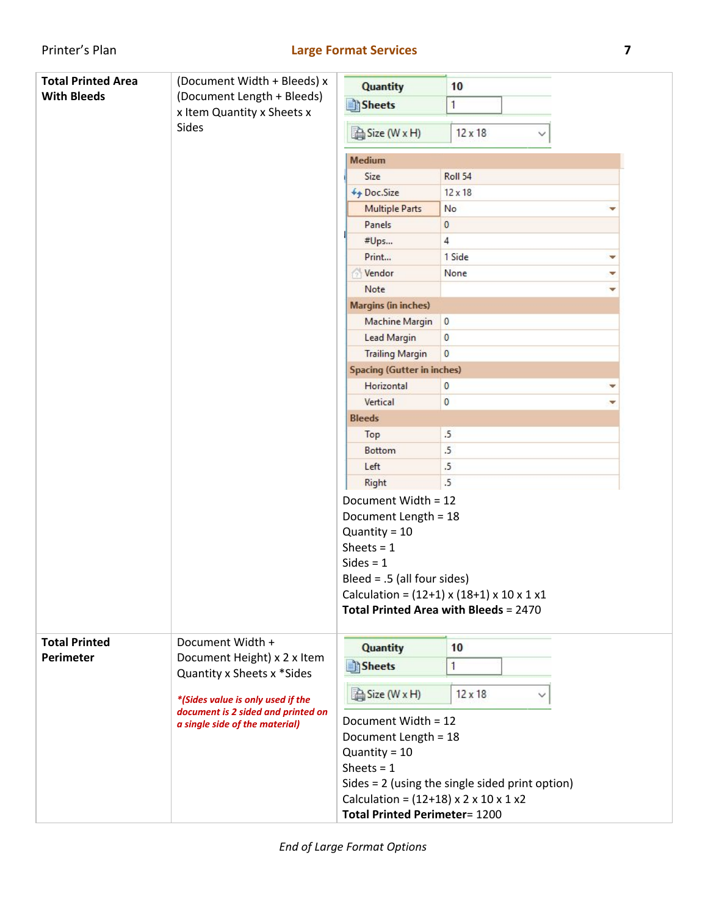| | | |
|---|---|---|
| **Total Printed Area With Bleeds** | (Document Width + Bleeds) x (Document Length + Bleeds) x Item Quantity x Sheets x Sides | **Quantity** 10<br>**Sheets** 1<br>Size (W x H) 12 x 18<br><br>**Medium**<br>Size: Roll 54<br>Doc.Size: 12 x 18<br>Multiple Parts: No<br>Panels: 0<br>#Ups...: 4<br>Print...: 1 Side<br>Vendor: None<br>Note:<br>**Margins (in inches)**<br>Machine Margin: 0<br>Lead Margin: 0<br>Trailing Margin: 0<br>**Spacing (Gutter in inches)**<br>Horizontal: 0<br>Vertical: 0<br>**Bleeds**<br>Top: .5<br>Bottom: .5<br>Left: .5<br>Right: .5<br><br>Document Width = 12<br>Document Length = 18<br>Quantity = 10<br>Sheets = 1<br>Sides = 1<br>Bleed = .5 (all four sides)<br>Calculation = (12+1) x (18+1) x 10 x 1 x1<br>**Total Printed Area with Bleeds** = 2470 |
| **Total Printed Perimeter** | Document Width + Document Height) x 2 x Item Quantity x Sheets x *Sides<br><br>***(Sides value is only used if the document is 2 sided and printed on a single side of the material)*** | **Quantity** 10<br>**Sheets** 1<br>Size (W x H) 12 x 18<br><br>Document Width = 12<br>Document Length = 18<br>Quantity = 10<br>Sheets = 1<br>Sides = 2 (using the single sided print option)<br>Calculation = (12+18) x 2 x 10 x 1 x2<br>**Total Printed Perimeter**= 1200 |

*End of Large Format Options*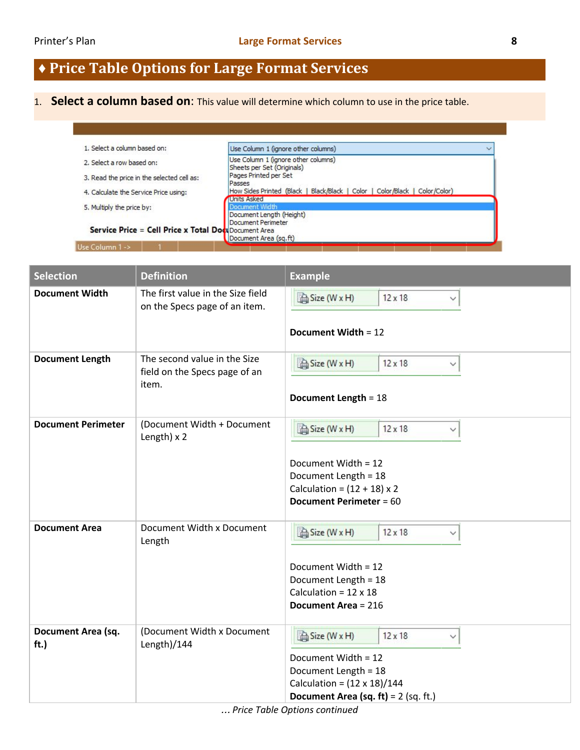# ♦ Price Table Options for Large Format Services

1. **Select a column based on**: This value will determine which column to use in the price table.

| Selection | Definition | Example |
|---|---|---|
| **Document Width** | The first value in the Size field on the Specs page of an item. | Size (W x H) 12 x 18<br><br>**Document Width** = 12 |
| **Document Length** | The second value in the Size field on the Specs page of an item. | Size (W x H) 12 x 18<br><br>**Document Length** = 18 |
| **Document Perimeter** | (Document Width + Document Length) x 2 | Size (W x H) 12 x 18<br><br>Document Width = 12<br>Document Length = 18<br>Calculation = (12 + 18) x 2<br>**Document Perimeter** = 60 |
| **Document Area** | Document Width x Document Length | Size (W x H) 12 x 18<br><br>Document Width = 12<br>Document Length = 18<br>Calculation = 12 x 18<br>**Document Area** = 216 |
| **Document Area (sq. ft.)** | (Document Width x Document Length)/144 | Size (W x H) 12 x 18<br>Document Width = 12<br>Document Length = 18<br>Calculation = (12 x 18)/144<br>**Document Area (sq. ft)** = 2 (sq. ft.) |

*… Price Table Options continued*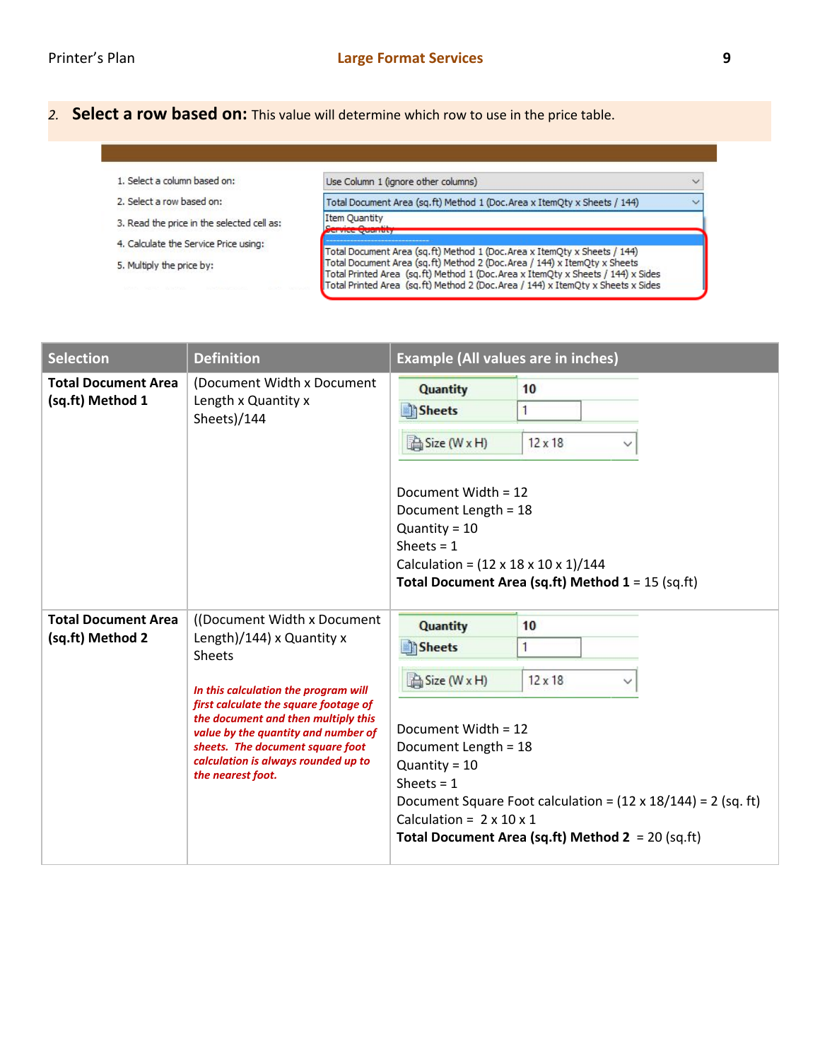2. **Select a row based on:** This value will determine which row to use in the price table.

1. Select a column based on: Use Column 1 (ignore other columns)
2. Select a row based on: Total Document Area (sq.ft) Method 1 (Doc.Area x ItemQty x Sheets / 144)
3. Read the price in the selected cell as:
4. Calculate the Service Price using:
5. Multiply the price by:

Item Quantity
Service Quantity
Total Document Area (sq.ft) Method 1 (Doc.Area x ItemQty x Sheets / 144)
Total Document Area (sq.ft) Method 2 (Doc.Area / 144) x ItemQty x Sheets
Total Printed Area (sq.ft) Method 1 (Doc.Area x ItemQty x Sheets / 144) x Sides
Total Printed Area (sq.ft) Method 2 (Doc.Area / 144) x ItemQty x Sheets x Sides

| Selection | Definition | Example (All values are in inches) |
|---|---|---|
| **Total Document Area (sq.ft) Method 1** | (Document Width x Document Length x Quantity x Sheets)/144 | **Quantity** 10<br>**Sheets** 1<br>Size (W x H) 12 x 18<br><br>Document Width = 12<br>Document Length = 18<br>Quantity = 10<br>Sheets = 1<br>Calculation = (12 x 18 x 10 x 1)/144<br>**Total Document Area (sq.ft) Method 1** = 15 (sq.ft) |
| **Total Document Area (sq.ft) Method 2** | ((Document Width x Document Length)/144) x Quantity x Sheets<br><br>***In this calculation the program will first calculate the square footage of the document and then multiply this value by the quantity and number of sheets. The document square foot calculation is always rounded up to the nearest foot.*** | **Quantity** 10<br>**Sheets** 1<br>Size (W x H) 12 x 18<br><br>Document Width = 12<br>Document Length = 18<br>Quantity = 10<br>Sheets = 1<br>Document Square Foot calculation = (12 x 18/144) = 2 (sq. ft)<br>Calculation = 2 x 10 x 1<br>**Total Document Area (sq.ft) Method 2** = 20 (sq.ft) |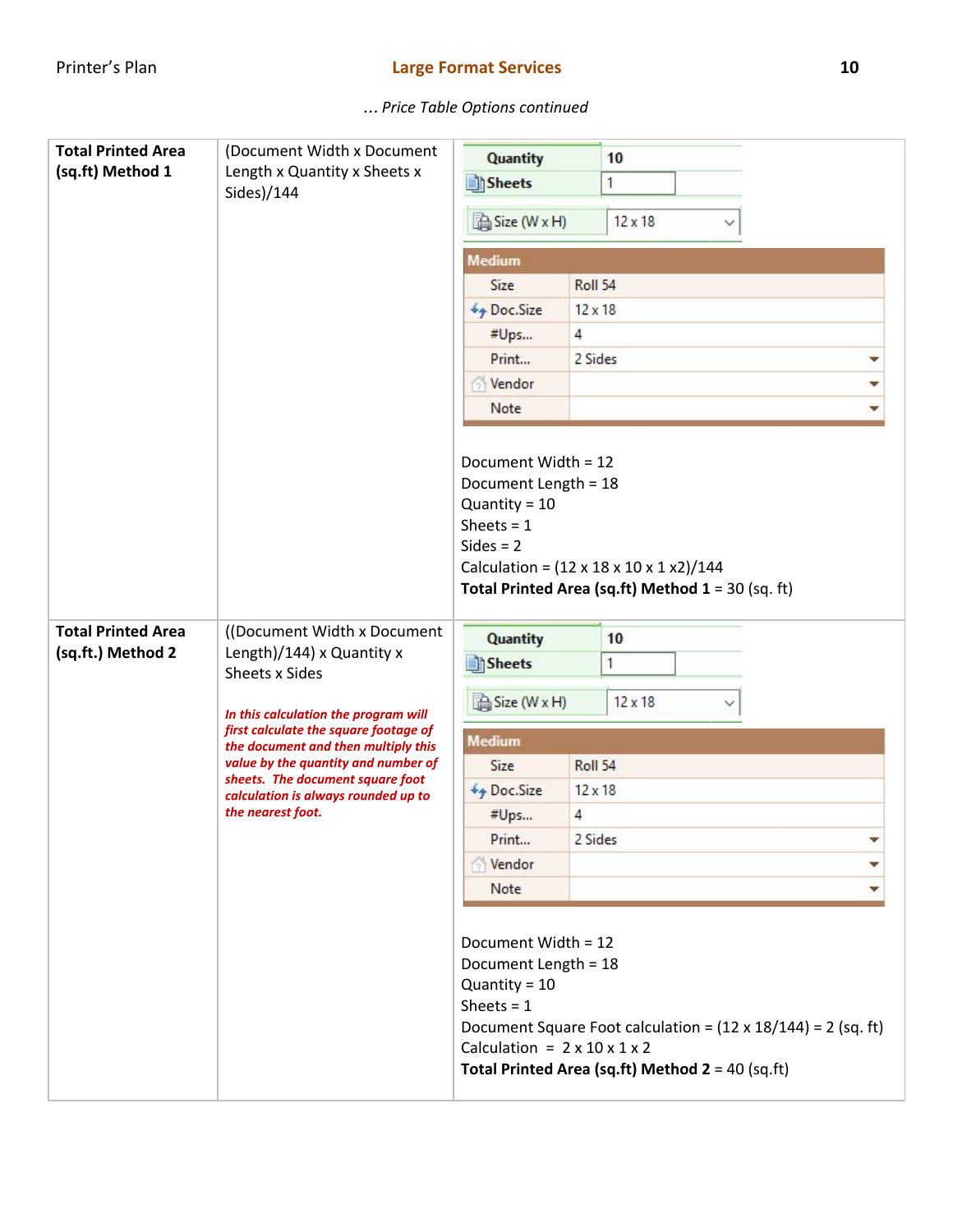*… Price Table Options continued*

| | | |
|---|---|---|
| **Total Printed Area (sq.ft) Method 1** | (Document Width x Document Length x Quantity x Sheets x Sides)/144 | Quantity: 10<br>Sheets: 1<br>Size (W x H): 12 x 18<br>Medium<br>Size: Roll 54<br>Doc.Size: 12 x 18<br>#Ups...: 4<br>Print...: 2 Sides<br>Vendor:<br>Note:<br><br>Document Width = 12<br>Document Length = 18<br>Quantity = 10<br>Sheets = 1<br>Sides = 2<br>Calculation = (12 x 18 x 10 x 1 x2)/144<br>**Total Printed Area (sq.ft) Method 1** = 30 (sq. ft) |
| **Total Printed Area (sq.ft.) Method 2** | ((Document Width x Document Length)/144) x Quantity x Sheets x Sides<br><br>***In this calculation the program will first calculate the square footage of the document and then multiply this value by the quantity and number of sheets. The document square foot calculation is always rounded up to the nearest foot.*** | Quantity: 10<br>Sheets: 1<br>Size (W x H): 12 x 18<br>Medium<br>Size: Roll 54<br>Doc.Size: 12 x 18<br>#Ups...: 4<br>Print...: 2 Sides<br>Vendor:<br>Note:<br><br>Document Width = 12<br>Document Length = 18<br>Quantity = 10<br>Sheets = 1<br>Document Square Foot calculation = (12 x 18/144) = 2 (sq. ft)<br>Calculation = 2 x 10 x 1 x 2<br>**Total Printed Area (sq.ft) Method 2** = 40 (sq.ft) |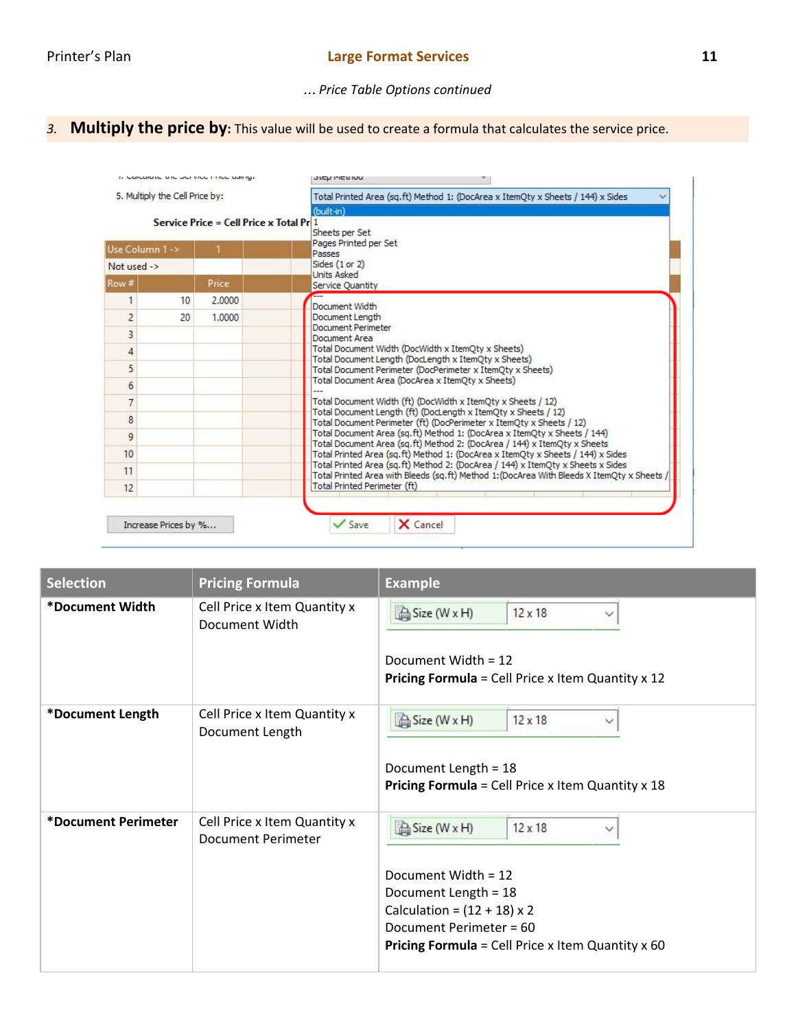*... Price Table Options continued*

3. **Multiply the price by:** This value will be used to create a formula that calculates the service price.

| Selection | Pricing Formula | Example |
|---|---|---|
| ***Document Width** | Cell Price x Item Quantity x Document Width | Size (W x H) 12 x 18<br><br>Document Width = 12<br>**Pricing Formula** = Cell Price x Item Quantity x 12 |
| ***Document Length** | Cell Price x Item Quantity x Document Length | Size (W x H) 12 x 18<br><br>Document Length = 18<br>**Pricing Formula** = Cell Price x Item Quantity x 18 |
| ***Document Perimeter** | Cell Price x Item Quantity x Document Perimeter | Size (W x H) 12 x 18<br><br>Document Width = 12<br>Document Length = 18<br>Calculation = (12 + 18) x 2<br>Document Perimeter = 60<br>**Pricing Formula** = Cell Price x Item Quantity x 60 |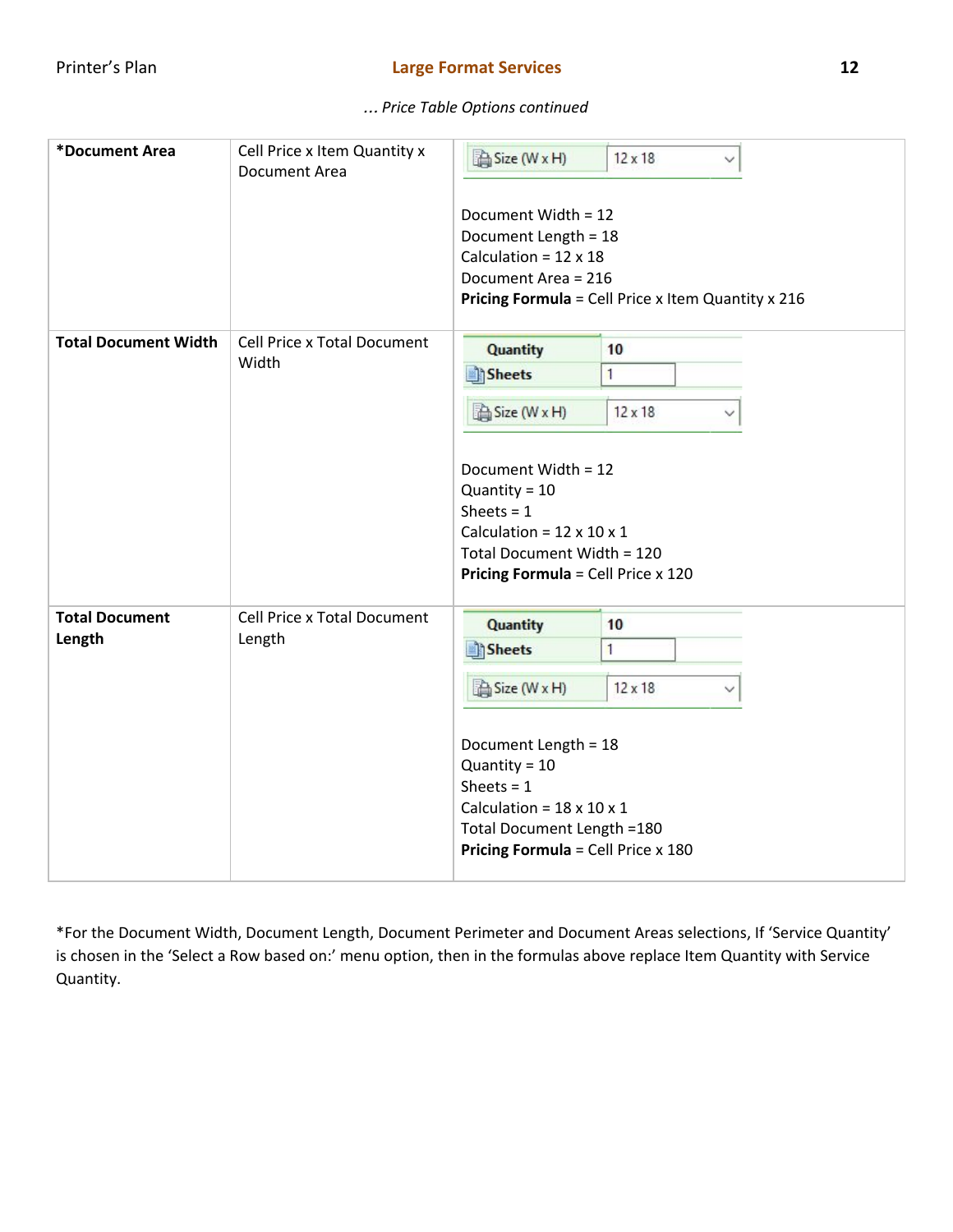*... Price Table Options continued*

| | | |
|---|---|---|
| **\*Document Area** | Cell Price x Item Quantity x Document Area | Size (W x H) 12 x 18<br><br>Document Width = 12<br>Document Length = 18<br>Calculation = 12 x 18<br>Document Area = 216<br>**Pricing Formula** = Cell Price x Item Quantity x 216 |
| **Total Document Width** | Cell Price x Total Document Width | Quantity 10<br>Sheets 1<br>Size (W x H) 12 x 18<br><br>Document Width = 12<br>Quantity = 10<br>Sheets = 1<br>Calculation = 12 x 10 x 1<br>Total Document Width = 120<br>**Pricing Formula** = Cell Price x 120 |
| **Total Document Length** | Cell Price x Total Document Length | Quantity 10<br>Sheets 1<br>Size (W x H) 12 x 18<br><br>Document Length = 18<br>Quantity = 10<br>Sheets = 1<br>Calculation = 18 x 10 x 1<br>Total Document Length =180<br>**Pricing Formula** = Cell Price x 180 |

*For the Document Width, Document Length, Document Perimeter and Document Areas selections, If 'Service Quantity' is chosen in the 'Select a Row based on:' menu option, then in the formulas above replace Item Quantity with Service Quantity.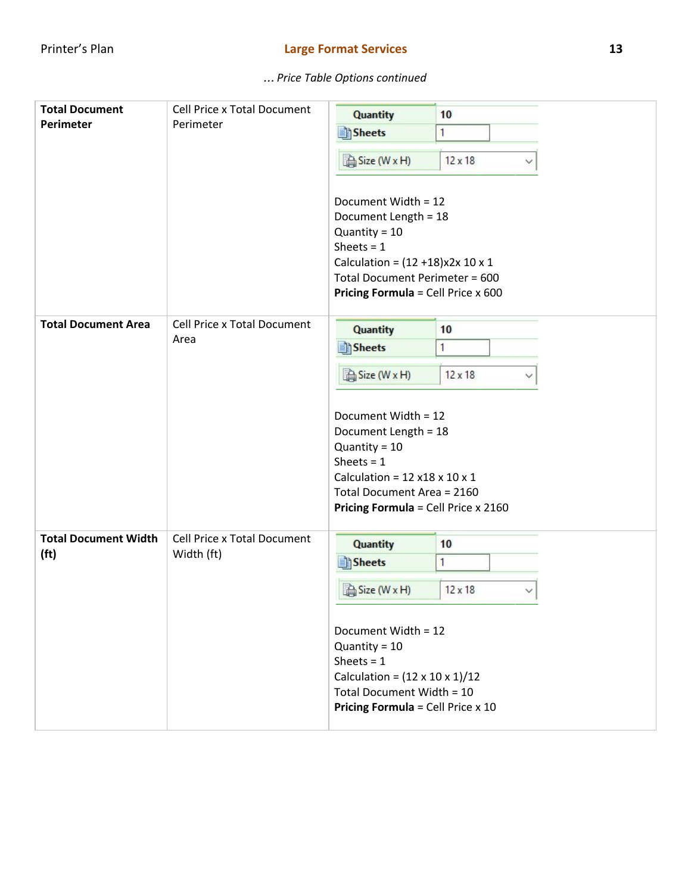*… Price Table Options continued*

| | | |
|---|---|---|
| **Total Document Perimeter** | Cell Price x Total Document Perimeter | Quantity 10<br>Sheets 1<br>Size (W x H) 12 x 18<br><br>Document Width = 12<br>Document Length = 18<br>Quantity = 10<br>Sheets = 1<br>Calculation = (12 +18)x2x 10 x 1<br>Total Document Perimeter = 600<br>**Pricing Formula** = Cell Price x 600 |
| **Total Document Area** | Cell Price x Total Document Area | Quantity 10<br>Sheets 1<br>Size (W x H) 12 x 18<br><br>Document Width = 12<br>Document Length = 18<br>Quantity = 10<br>Sheets = 1<br>Calculation = 12 x18 x 10 x 1<br>Total Document Area = 2160<br>**Pricing Formula** = Cell Price x 2160 |
| **Total Document Width (ft)** | Cell Price x Total Document Width (ft) | Quantity 10<br>Sheets 1<br>Size (W x H) 12 x 18<br><br>Document Width = 12<br>Quantity = 10<br>Sheets = 1<br>Calculation = (12 x 10 x 1)/12<br>Total Document Width = 10<br>**Pricing Formula** = Cell Price x 10 |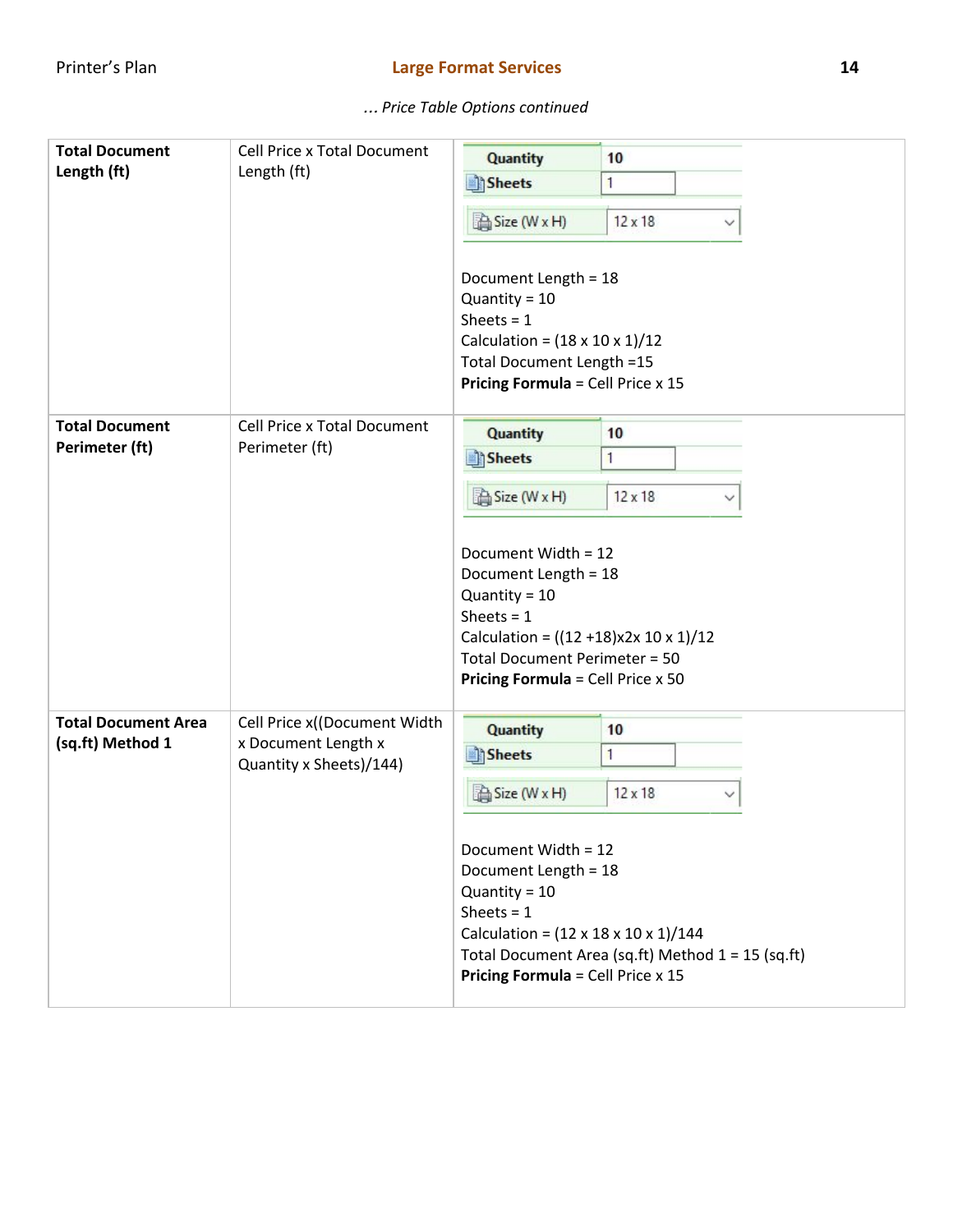*… Price Table Options continued*

| | | |
|---|---|---|
| **Total Document Length (ft)** | Cell Price x Total Document Length (ft) | Quantity 10<br>Sheets 1<br>Size (W x H) 12 x 18<br><br>Document Length = 18<br>Quantity = 10<br>Sheets = 1<br>Calculation = (18 x 10 x 1)/12<br>Total Document Length =15<br>**Pricing Formula** = Cell Price x 15 |
| **Total Document Perimeter (ft)** | Cell Price x Total Document Perimeter (ft) | Quantity 10<br>Sheets 1<br>Size (W x H) 12 x 18<br><br>Document Width = 12<br>Document Length = 18<br>Quantity = 10<br>Sheets = 1<br>Calculation = ((12 +18)x2x 10 x 1)/12<br>Total Document Perimeter = 50<br>**Pricing Formula** = Cell Price x 50 |
| **Total Document Area (sq.ft) Method 1** | Cell Price x((Document Width x Document Length x Quantity x Sheets)/144) | Quantity 10<br>Sheets 1<br>Size (W x H) 12 x 18<br><br>Document Width = 12<br>Document Length = 18<br>Quantity = 10<br>Sheets = 1<br>Calculation = (12 x 18 x 10 x 1)/144<br>Total Document Area (sq.ft) Method 1 = 15 (sq.ft)<br>**Pricing Formula** = Cell Price x 15 |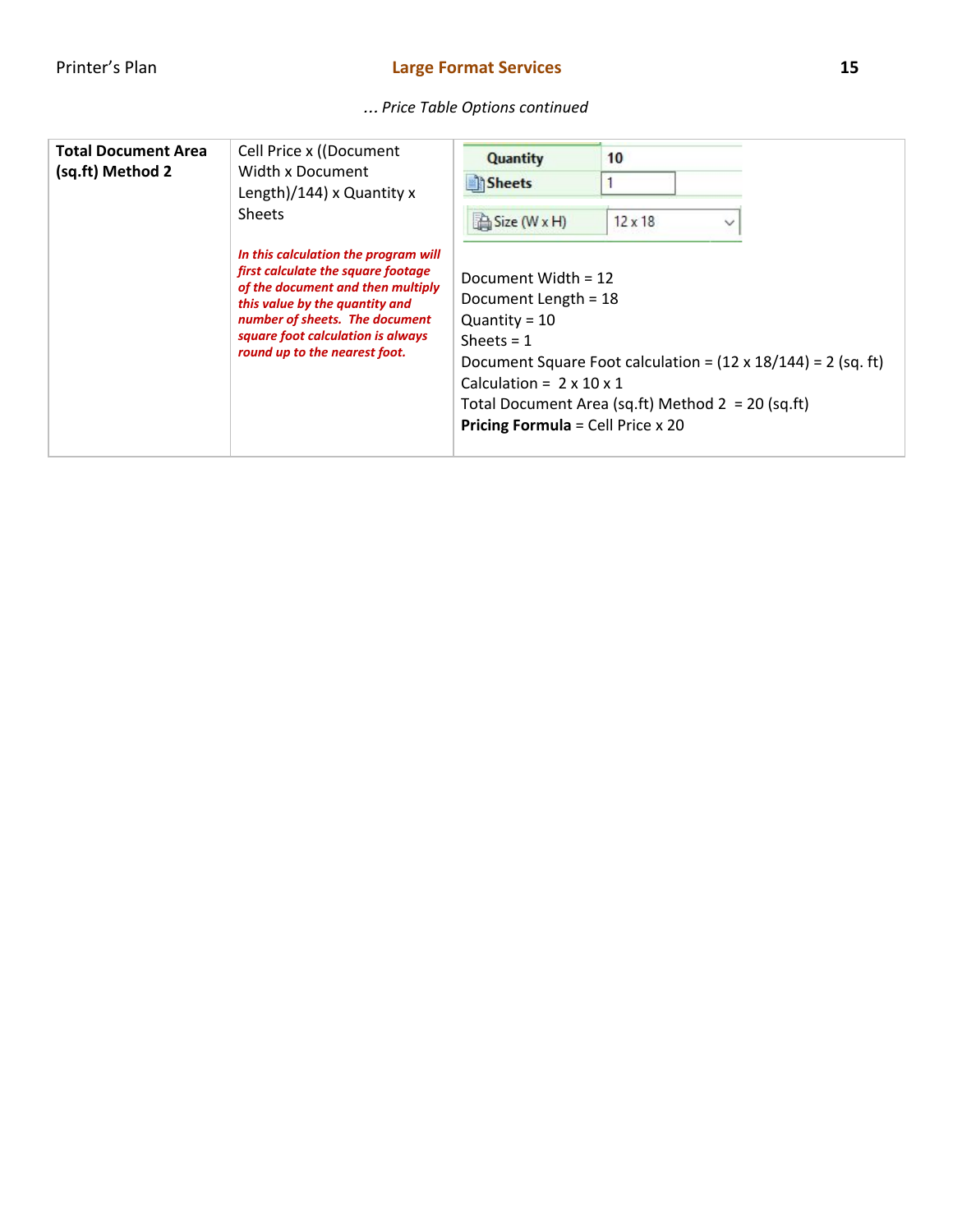*… Price Table Options continued*

| | | |
|---|---|---|
| **Total Document Area (sq.ft) Method 2** | Cell Price x ((Document Width x Document Length)/144) x Quantity x Sheets<br><br>***In this calculation the program will first calculate the square footage of the document and then multiply this value by the quantity and number of sheets. The document square foot calculation is always round up to the nearest foot.*** | Quantity 10<br>Sheets 1<br>Size (W x H) 12 x 18<br><br>Document Width = 12<br>Document Length = 18<br>Quantity = 10<br>Sheets = 1<br>Document Square Foot calculation = (12 x 18/144) = 2 (sq. ft)<br>Calculation = 2 x 10 x 1<br>Total Document Area (sq.ft) Method 2 = 20 (sq.ft)<br>**Pricing Formula** = Cell Price x 20 |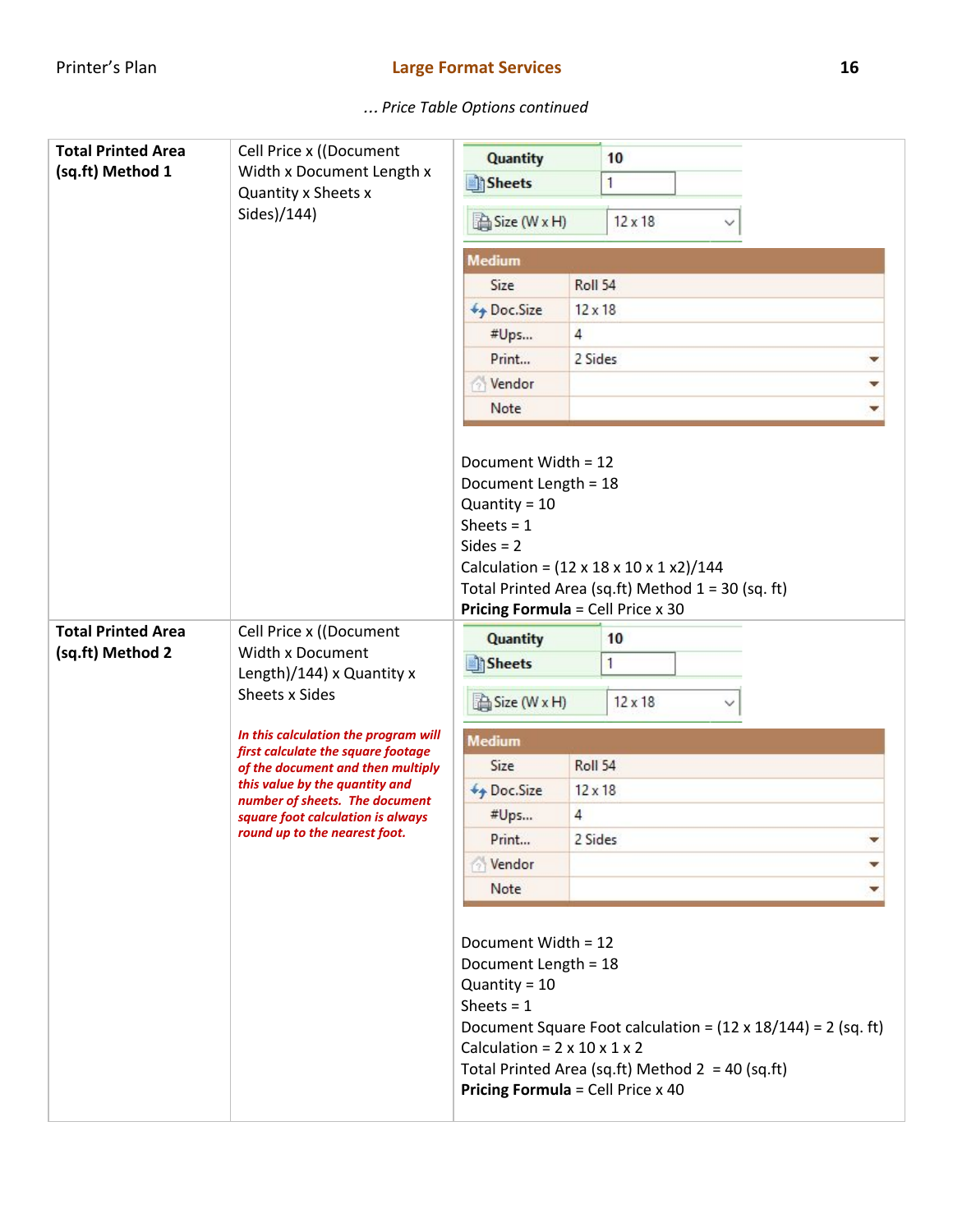*… Price Table Options continued*

| | | |
|---|---|---|
| **Total Printed Area (sq.ft) Method 1** | Cell Price x ((Document Width x Document Length x Quantity x Sheets x Sides)/144) | Quantity: 10<br>Sheets: 1<br>Size (W x H): 12 x 18<br>**Medium**<br>Size: Roll 54<br>Doc.Size: 12 x 18<br>#Ups...: 4<br>Print...: 2 Sides<br>Vendor:<br>Note:<br><br>Document Width = 12<br>Document Length = 18<br>Quantity = 10<br>Sheets = 1<br>Sides = 2<br>Calculation = (12 x 18 x 10 x 1 x2)/144<br>Total Printed Area (sq.ft) Method 1 = 30 (sq. ft)<br>**Pricing Formula** = Cell Price x 30 |
| **Total Printed Area (sq.ft) Method 2** | Cell Price x ((Document Width x Document Length)/144) x Quantity x Sheets x Sides<br><br>***In this calculation the program will first calculate the square footage of the document and then multiply this value by the quantity and number of sheets. The document square foot calculation is always round up to the nearest foot.*** | Quantity: 10<br>Sheets: 1<br>Size (W x H): 12 x 18<br>**Medium**<br>Size: Roll 54<br>Doc.Size: 12 x 18<br>#Ups...: 4<br>Print...: 2 Sides<br>Vendor:<br>Note:<br><br>Document Width = 12<br>Document Length = 18<br>Quantity = 10<br>Sheets = 1<br>Document Square Foot calculation = (12 x 18/144) = 2 (sq. ft)<br>Calculation = 2 x 10 x 1 x 2<br>Total Printed Area (sq.ft) Method 2 = 40 (sq.ft)<br>**Pricing Formula** = Cell Price x 40 |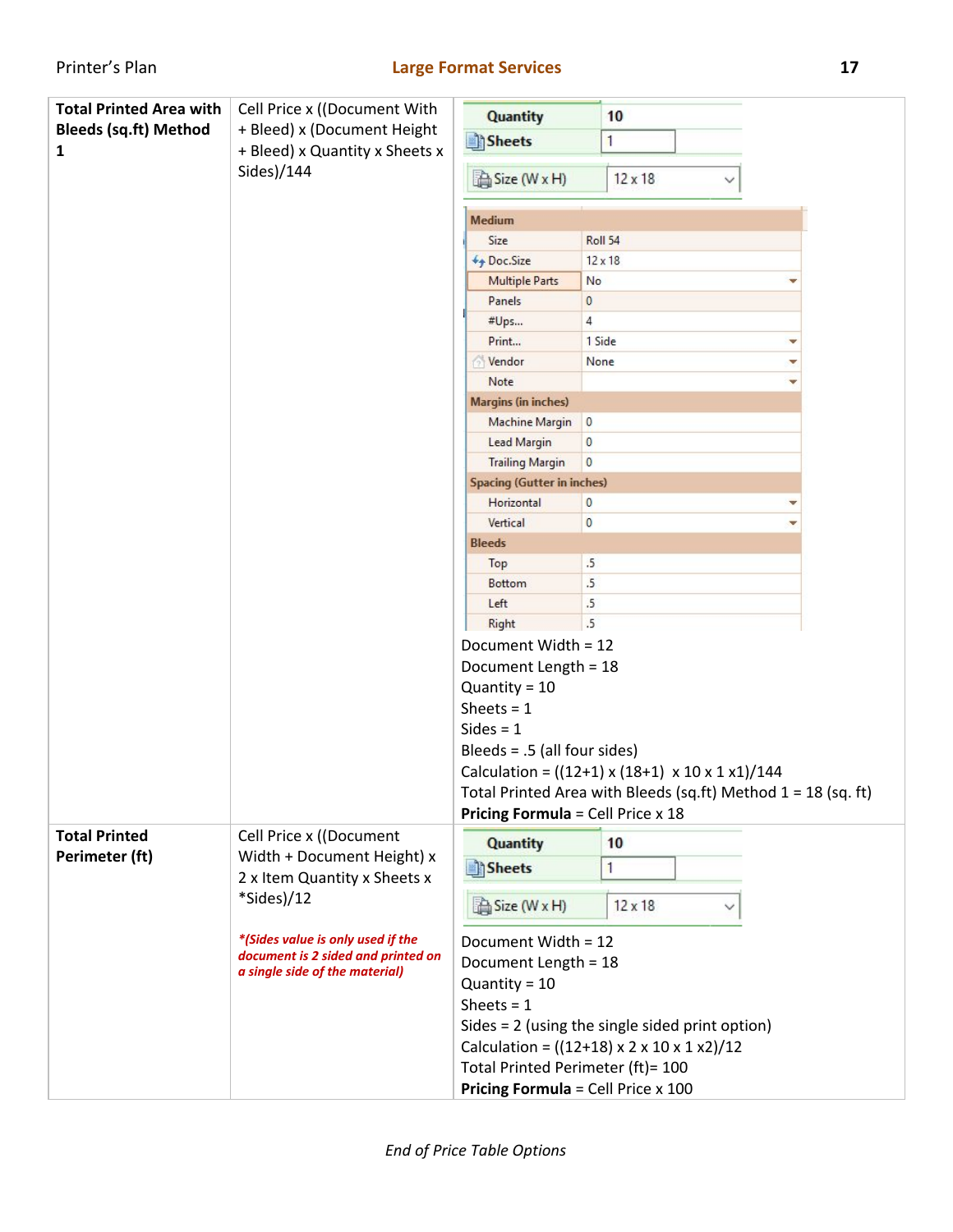| | | |
|---|---|---|
| **Total Printed Area with Bleeds (sq.ft) Method 1** | Cell Price x ((Document With + Bleed) x (Document Height + Bleed) x Quantity x Sheets x Sides)/144 | **Quantity** 10<br>**Sheets** 1<br>Size (W x H) 12 x 18<br><br>**Medium**<br>Size: Roll 54<br>Doc.Size: 12 x 18<br>Multiple Parts: No<br>Panels: 0<br>#Ups...: 4<br>Print...: 1 Side<br>Vendor: None<br>Note:<br>**Margins (in inches)**<br>Machine Margin: 0<br>Lead Margin: 0<br>Trailing Margin: 0<br>**Spacing (Gutter in inches)**<br>Horizontal: 0<br>Vertical: 0<br>**Bleeds**<br>Top: .5<br>Bottom: .5<br>Left: .5<br>Right: .5<br><br>Document Width = 12<br>Document Length = 18<br>Quantity = 10<br>Sheets = 1<br>Sides = 1<br>Bleeds = .5 (all four sides)<br>Calculation = ((12+1) x (18+1) x 10 x 1 x1)/144<br>Total Printed Area with Bleeds (sq.ft) Method 1 = 18 (sq. ft)<br>**Pricing Formula** = Cell Price x 18 |
| **Total Printed Perimeter (ft)** | Cell Price x ((Document Width + Document Height) x 2 x Item Quantity x Sheets x *Sides)/12<br><br>***(Sides value is only used if the document is 2 sided and printed on a single side of the material)*** | **Quantity** 10<br>**Sheets** 1<br>Size (W x H) 12 x 18<br><br>Document Width = 12<br>Document Length = 18<br>Quantity = 10<br>Sheets = 1<br>Sides = 2 (using the single sided print option)<br>Calculation = ((12+18) x 2 x 10 x 1 x2)/12<br>Total Printed Perimeter (ft)= 100<br>**Pricing Formula** = Cell Price x 100 |

*End of Price Table Options*